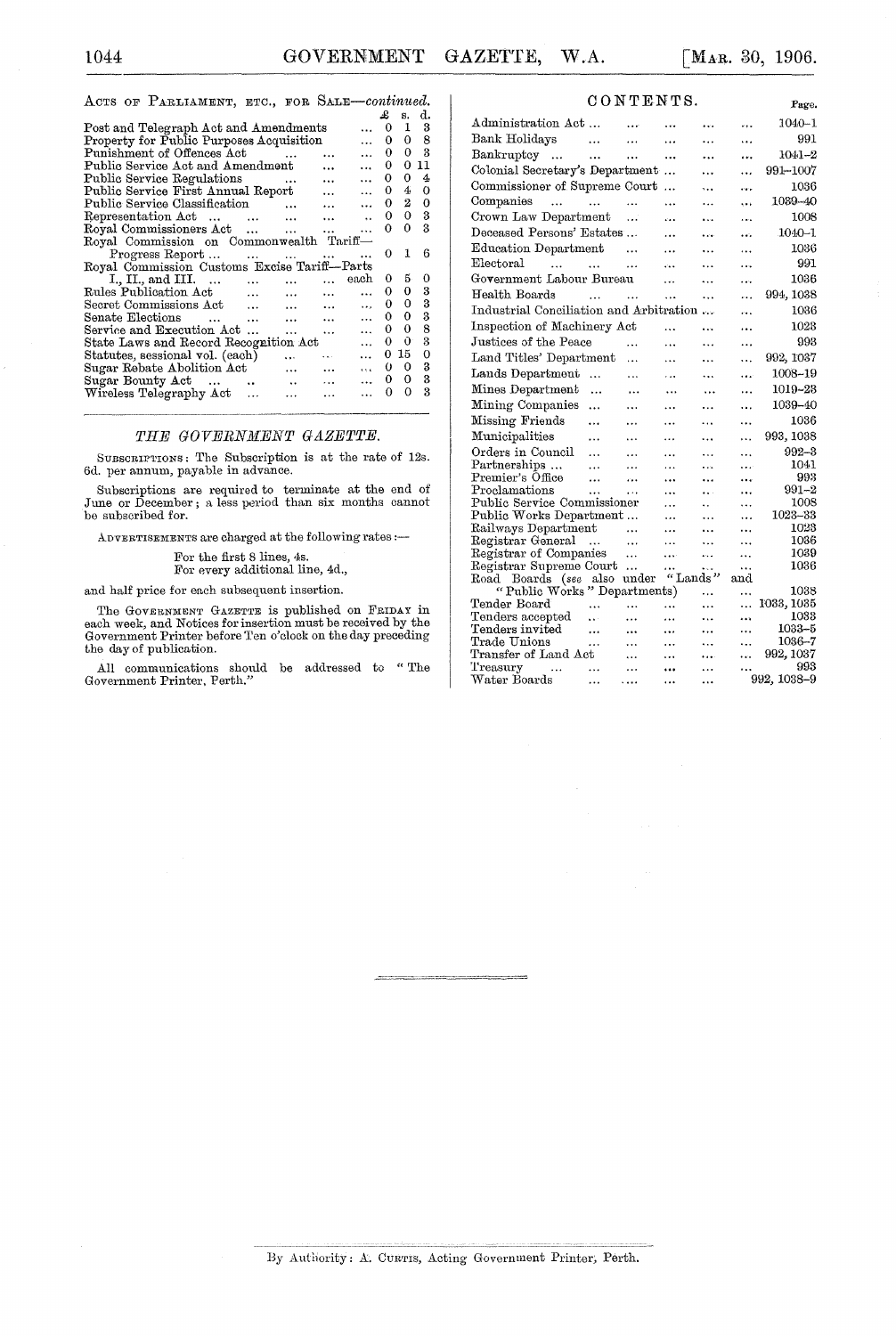ACTS OF PARLIAMENT, ETC., FOR SALE—*continued.*

| | £ | s. | d. |
|---|---|---|---|
| Post and Telegraph Act and Amendments ... | 0 | 1 | 3 |
| Property for Public Purposes Acquisition ... | 0 | 0 | 8 |
| Punishment of Offences Act ... ... ... | 0 | 0 | 3 |
| Public Service Act and Amendment ... ... | 0 | 0 | 11 |
| Public Service Regulations ... ... ... | 0 | 0 | 4 |
| Public Service First Annual Report ... ... | 0 | 4 | 0 |
| Public Service Classification ... ... ... | 0 | 2 | 0 |
| Representation Act ... ... ... ... .. | 0 | 0 | 3 |
| Royal Commissioners Act ... ... ... ... | 0 | 0 | 3 |
| Royal Commission on Commonwealth Tariff—Progress Report ... ... ... ... ... | 0 | 1 | 6 |
| Royal Commission Customs Excise Tariff—Parts I., II., and III. ... ... ... ... each | 0 | 5 | 0 |
| Rules Publication Act ... ... ... ... | 0 | 0 | 3 |
| Secret Commissions Act ... ... ... ... | 0 | 0 | 3 |
| Senate Elections ... ... ... ... ... | 0 | 0 | 3 |
| Service and Execution Act ... ... ... ... | 0 | 0 | 8 |
| State Laws and Record Recognition Act ... | 0 | 0 | 3 |
| Statutes, sessional vol. (each) ... ... ... | 0 | 15 | 0 |
| Sugar Rebate Abolition Act ... ... ... | 0 | 0 | 3 |
| Sugar Bounty Act ... .. .. ... ... | 0 | 0 | 3 |
| Wireless Telegraphy Act ... ... ... ... | 0 | 0 | 3 |

## *THE GOVERNMENT GAZETTE.*

SUBSCRIPTIONS: The Subscription is at the rate of 12s. 6d. per annum, payable in advance.

Subscriptions are required to terminate at the end of June or December; a less period than six months cannot be subscribed for.

ADVERTISEMENTS are charged at the following rates:—

For the first 8 lines, 4s.
For every additional line, 4d.,

and half price for each subsequent insertion.

The GOVERNMENT GAZETTE is published on FRIDAY in each week, and Notices for insertion must be received by the Government Printer before Ten o'clock on the day preceding the day of publication.

All communications should be addressed to "The Government Printer, Perth."

## CONTENTS.

| | Page. |
|---|---|
| Administration Act ... ... ... ... ... | 1040–1 |
| Bank Holidays ... ... ... ... ... | 991 |
| Bankruptcy ... ... ... ... ... ... | 1041–2 |
| Colonial Secretary's Department ... ... ... | 991–1007 |
| Commissioner of Supreme Court ... ... ... | 1036 |
| Companies ... ... ... ... ... ... | 1039–40 |
| Crown Law Department ... ... ... ... | 1008 |
| Deceased Persons' Estates ... ... ... ... | 1040–1 |
| Education Department ... ... ... ... | 1036 |
| Electoral ... ... ... ... ... ... | 991 |
| Government Labour Bureau ... ... ... | 1036 |
| Health Boards ... ... ... ... ... | 994, 1038 |
| Industrial Conciliation and Arbitration ... ... | 1036 |
| Inspection of Machinery Act ... ... ... | 1023 |
| Justices of the Peace ... ... ... ... | 993 |
| Land Titles' Department ... ... ... ... | 992, 1037 |
| Lands Department ... ... ... ... ... | 1008–19 |
| Mines Department ... ... ... ... ... | 1019–23 |
| Mining Companies ... ... ... ... ... | 1039–40 |
| Missing Friends ... ... ... ... ... | 1036 |
| Municipalities ... ... ... ... ... | 993, 1038 |
| Orders in Council ... ... ... ... ... | 992–3 |
| Partnerships ... ... ... ... ... ... | 1041 |
| Premier's Office ... ... ... ... ... | 993 |
| Proclamations ... ... ... ... ... | 991–2 |
| Public Service Commissioner ... ... ... | 1008 |
| Public Works Department ... ... ... ... | 1023–33 |
| Railways Department ... ... ... ... | 1023 |
| Registrar General ... ... ... ... ... | 1036 |
| Registrar of Companies ... ... ... ... | 1039 |
| Registrar Supreme Court ... ... ... ... | 1036 |
| Road Boards (*see* also under "Lands" and "Public Works" Departments) ... | 1038 |
| Tender Board ... ... ... ... ... | 1033, 1035 |
| Tenders accepted .. ... ... ... ... | 1033 |
| Tenders invited ... ... ... ... ... | 1033–5 |
| Trade Unions ... ... ... ... ... | 1036–7 |
| Transfer of Land Act ... ... ... ... | 992, 1037 |
| Treasury ... ... ... ... ... ... | 993 |
| Water Boards ... ... ... ... ... | 992, 1038–9 |

By Authority: A. CURTIS, Acting Government Printer, Perth.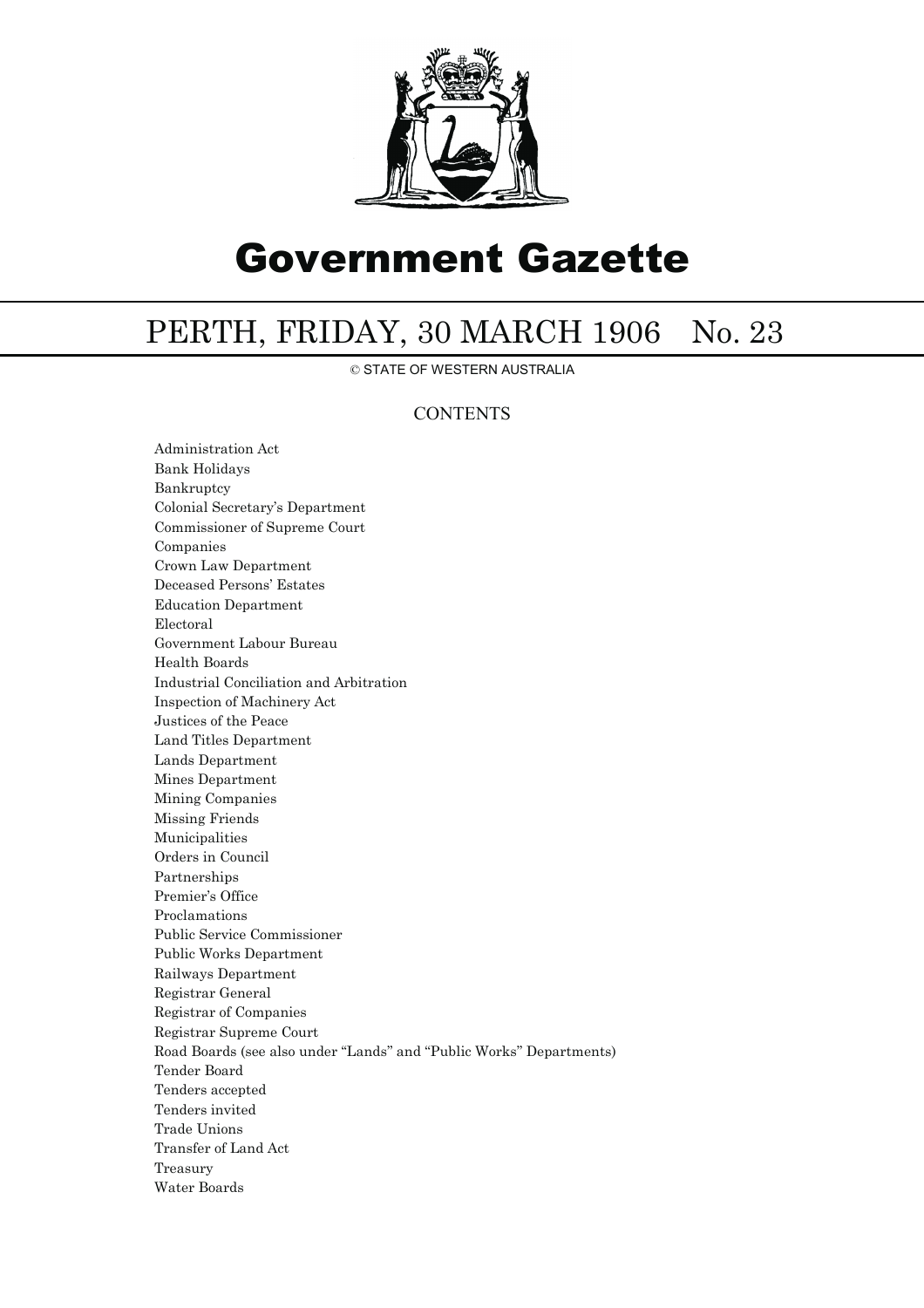# Government Gazette

# PERTH, FRIDAY, 30 MARCH 1906 No. 23

© STATE OF WESTERN AUSTRALIA

## CONTENTS

Administration Act
Bank Holidays
Bankruptcy
Colonial Secretary's Department
Commissioner of Supreme Court
Companies
Crown Law Department
Deceased Persons' Estates
Education Department
Electoral
Government Labour Bureau
Health Boards
Industrial Conciliation and Arbitration
Inspection of Machinery Act
Justices of the Peace
Land Titles Department
Lands Department
Mines Department
Mining Companies
Missing Friends
Municipalities
Orders in Council
Partnerships
Premier's Office
Proclamations
Public Service Commissioner
Public Works Department
Railways Department
Registrar General
Registrar of Companies
Registrar Supreme Court
Road Boards (see also under "Lands" and "Public Works" Departments)
Tender Board
Tenders accepted
Tenders invited
Trade Unions
Transfer of Land Act
Treasury
Water Boards